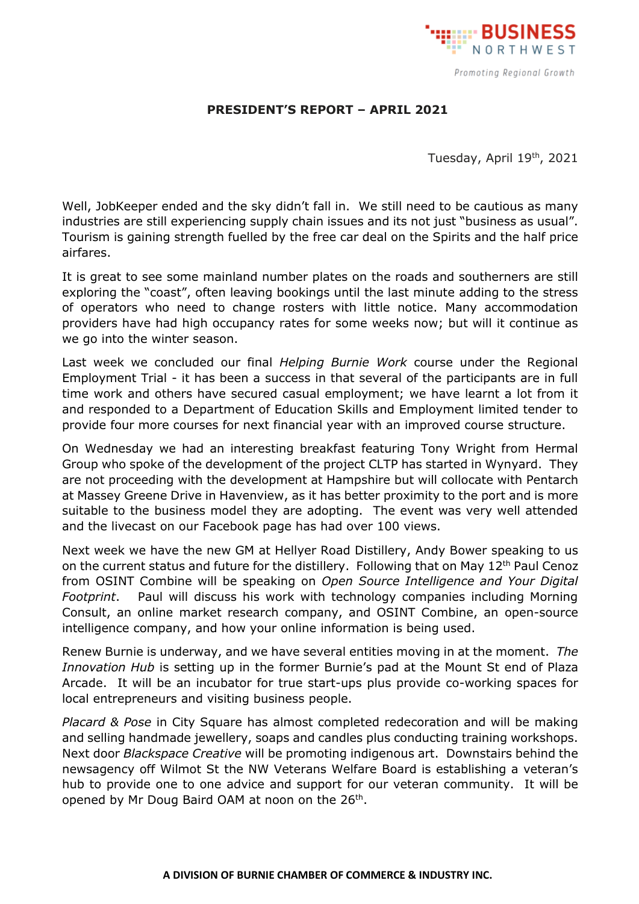**PRESIDENT'S REPORT – APRIL 2021**

Tuesday, April 19th, 2021

Well, JobKeeper ended and the sky didn't fall in. We still need to be cautious as many industries are still experiencing supply chain issues and its not just "business as usual". Tourism is gaining strength fuelled by the free car deal on the Spirits and the half price airfares.

It is great to see some mainland number plates on the roads and southerners are still exploring the "coast", often leaving bookings until the last minute adding to the stress of operators who need to change rosters with little notice. Many accommodation providers have had high occupancy rates for some weeks now; but will it continue as we go into the winter season.

Last week we concluded our final *Helping Burnie Work* course under the Regional Employment Trial - it has been a success in that several of the participants are in full time work and others have secured casual employment; we have learnt a lot from it and responded to a Department of Education Skills and Employment limited tender to provide four more courses for next financial year with an improved course structure.

On Wednesday we had an interesting breakfast featuring Tony Wright from Hermal Group who spoke of the development of the project CLTP has started in Wynyard. They are not proceeding with the development at Hampshire but will collocate with Pentarch at Massey Greene Drive in Havenview, as it has better proximity to the port and is more suitable to the business model they are adopting. The event was very well attended and the livecast on our Facebook page has had over 100 views.

Next week we have the new GM at Hellyer Road Distillery, Andy Bower speaking to us on the current status and future for the distillery. Following that on May 12th Paul Cenoz from OSINT Combine will be speaking on *Open Source Intelligence and Your Digital Footprint*. Paul will discuss his work with technology companies including Morning Consult, an online market research company, and OSINT Combine, an open-source intelligence company, and how your online information is being used.

Renew Burnie is underway, and we have several entities moving in at the moment. *The Innovation Hub* is setting up in the former Burnie's pad at the Mount St end of Plaza Arcade. It will be an incubator for true start-ups plus provide co-working spaces for local entrepreneurs and visiting business people.

*Placard & Pose* in City Square has almost completed redecoration and will be making and selling handmade jewellery, soaps and candles plus conducting training workshops. Next door *Blackspace Creative* will be promoting indigenous art. Downstairs behind the newsagency off Wilmot St the NW Veterans Welfare Board is establishing a veteran's hub to provide one to one advice and support for our veteran community. It will be opened by Mr Doug Baird OAM at noon on the 26th.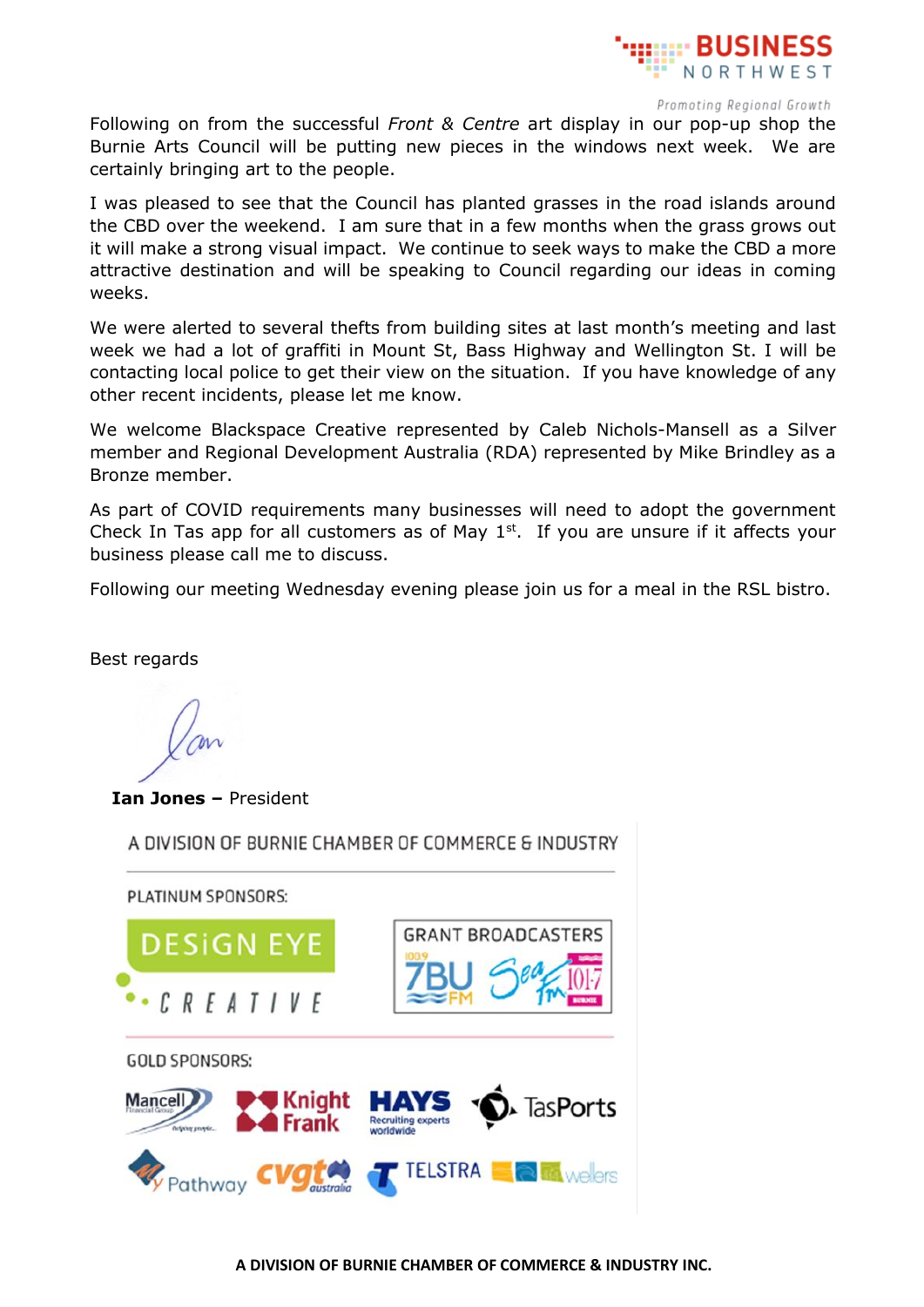Following on from the successful *Front & Centre* art display in our pop-up shop the Burnie Arts Council will be putting new pieces in the windows next week. We are certainly bringing art to the people.

I was pleased to see that the Council has planted grasses in the road islands around the CBD over the weekend. I am sure that in a few months when the grass grows out it will make a strong visual impact. We continue to seek ways to make the CBD a more attractive destination and will be speaking to Council regarding our ideas in coming weeks.

We were alerted to several thefts from building sites at last month's meeting and last week we had a lot of graffiti in Mount St, Bass Highway and Wellington St. I will be contacting local police to get their view on the situation. If you have knowledge of any other recent incidents, please let me know.

We welcome Blackspace Creative represented by Caleb Nichols-Mansell as a Silver member and Regional Development Australia (RDA) represented by Mike Brindley as a Bronze member.

As part of COVID requirements many businesses will need to adopt the government Check In Tas app for all customers as of May 1st. If you are unsure if it affects your business please call me to discuss.

Following our meeting Wednesday evening please join us for a meal in the RSL bistro.

Best regards

**Ian Jones –** President

A DIVISION OF BURNIE CHAMBER OF COMMERCE & INDUSTRY

PLATINUM SPONSORS:

DESiGN EYE CREATIVE

GRANT BROADCASTERS 7BU Sea FM 101.7

GOLD SPONSORS:

Mancell Knight Frank HAYS TasPorts Pathway cvgt TELSTRA wellers

**A DIVISION OF BURNIE CHAMBER OF COMMERCE & INDUSTRY INC.**